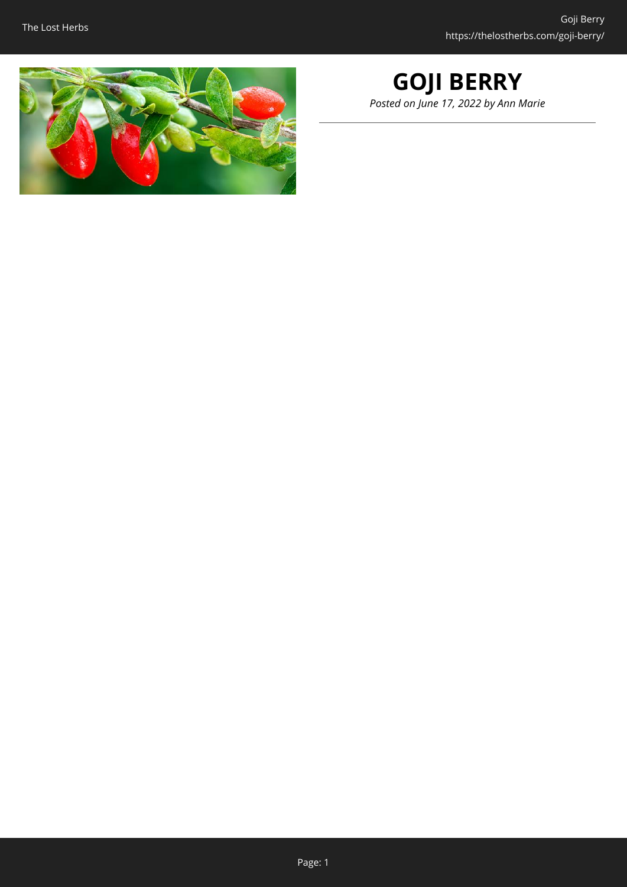# GOJI BERRY

*Posted on June 17, 2022 by Ann Marie*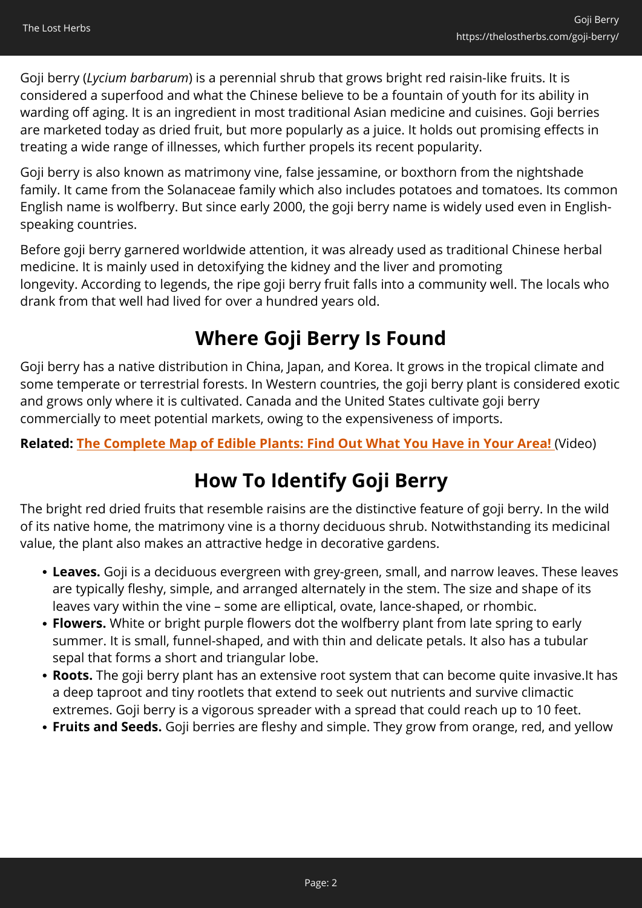Goji berry (*Lycium barbarum*) is a perennial shrub that grows bright red raisin-like fruits. It is considered a superfood and what the Chinese believe to be a fountain of youth for its ability in warding off aging. It is an ingredient in most traditional Asian medicine and cuisines. Goji berries are marketed today as dried fruit, but more popularly as a juice. It holds out promising effects in treating a wide range of illnesses, which further propels its recent popularity.

Goji berry is also known as matrimony vine, false jessamine, or boxthorn from the nightshade family. It came from the Solanaceae family which also includes potatoes and tomatoes. Its common English name is wolfberry. But since early 2000, the goji berry name is widely used even in English-speaking countries.

Before goji berry garnered worldwide attention, it was already used as traditional Chinese herbal medicine. It is mainly used in detoxifying the kidney and the liver and promoting longevity. According to legends, the ripe goji berry fruit falls into a community well. The locals who drank from that well had lived for over a hundred years old.

## Where Goji Berry Is Found

Goji berry has a native distribution in China, Japan, and Korea. It grows in the tropical climate and some temperate or terrestrial forests. In Western countries, the goji berry plant is considered exotic and grows only where it is cultivated. Canada and the United States cultivate goji berry commercially to meet potential markets, owing to the expensiveness of imports.

**Related: The Complete Map of Edible Plants: Find Out What You Have in Your Area!** (Video)

## How To Identify Goji Berry

The bright red dried fruits that resemble raisins are the distinctive feature of goji berry. In the wild of its native home, the matrimony vine is a thorny deciduous shrub. Notwithstanding its medicinal value, the plant also makes an attractive hedge in decorative gardens.

- **Leaves.** Goji is a deciduous evergreen with grey-green, small, and narrow leaves. These leaves are typically fleshy, simple, and arranged alternately in the stem. The size and shape of its leaves vary within the vine – some are elliptical, ovate, lance-shaped, or rhombic.
- **Flowers.** White or bright purple flowers dot the wolfberry plant from late spring to early summer. It is small, funnel-shaped, and with thin and delicate petals. It also has a tubular sepal that forms a short and triangular lobe.
- **Roots.** The goji berry plant has an extensive root system that can become quite invasive.It has a deep taproot and tiny rootlets that extend to seek out nutrients and survive climactic extremes. Goji berry is a vigorous spreader with a spread that could reach up to 10 feet.
- **Fruits and Seeds.** Goji berries are fleshy and simple. They grow from orange, red, and yellow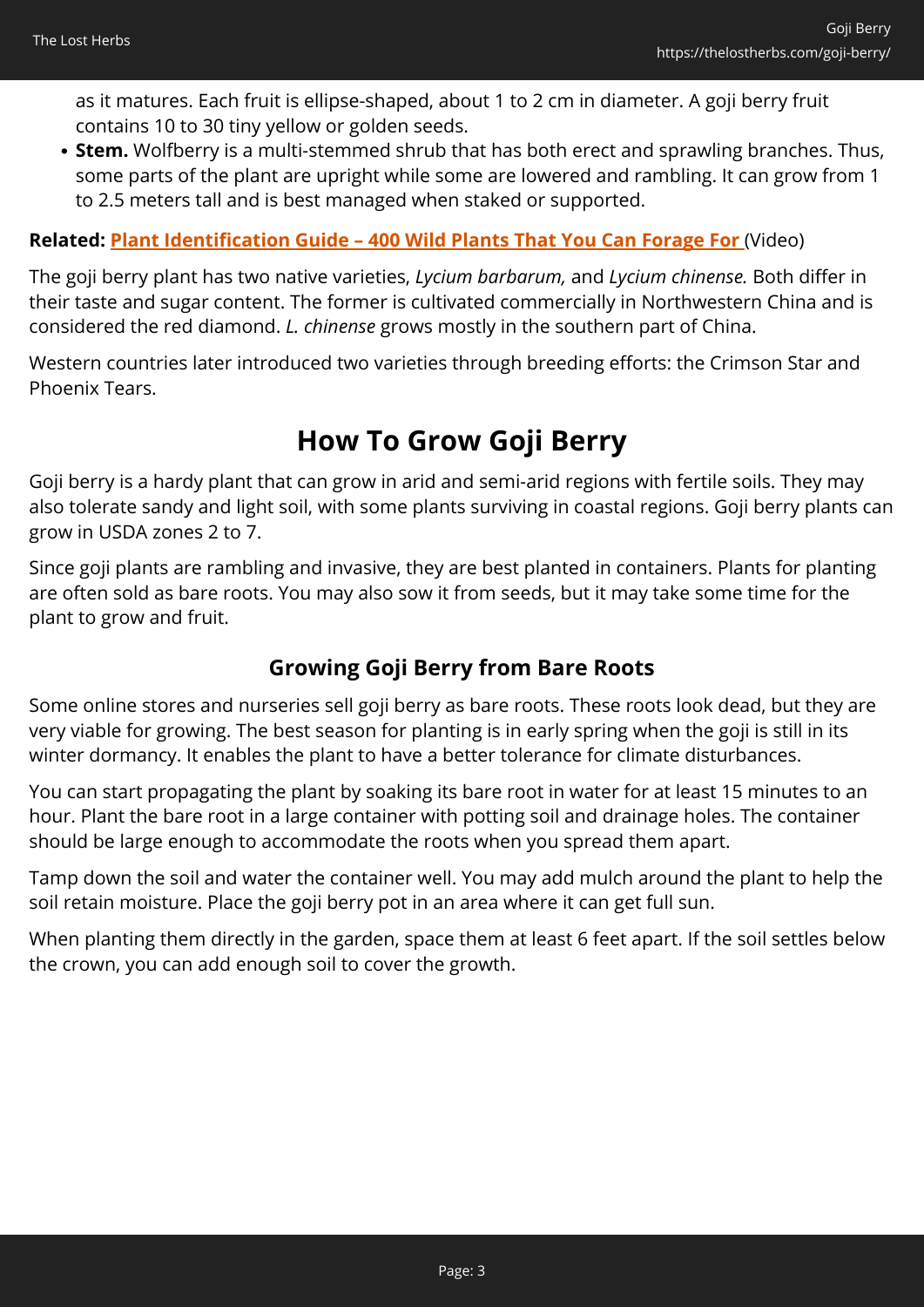as it matures. Each fruit is ellipse-shaped, about 1 to 2 cm in diameter. A goji berry fruit contains 10 to 30 tiny yellow or golden seeds.

- **Stem.** Wolfberry is a multi-stemmed shrub that has both erect and sprawling branches. Thus, some parts of the plant are upright while some are lowered and rambling. It can grow from 1 to 2.5 meters tall and is best managed when staked or supported.

**Related: Plant Identification Guide – 400 Wild Plants That You Can Forage For** (Video)

The goji berry plant has two native varieties, *Lycium barbarum,* and *Lycium chinense.* Both differ in their taste and sugar content. The former is cultivated commercially in Northwestern China and is considered the red diamond. *L. chinense* grows mostly in the southern part of China.

Western countries later introduced two varieties through breeding efforts: the Crimson Star and Phoenix Tears.

## How To Grow Goji Berry

Goji berry is a hardy plant that can grow in arid and semi-arid regions with fertile soils. They may also tolerate sandy and light soil, with some plants surviving in coastal regions. Goji berry plants can grow in USDA zones 2 to 7.

Since goji plants are rambling and invasive, they are best planted in containers. Plants for planting are often sold as bare roots. You may also sow it from seeds, but it may take some time for the plant to grow and fruit.

### Growing Goji Berry from Bare Roots

Some online stores and nurseries sell goji berry as bare roots. These roots look dead, but they are very viable for growing. The best season for planting is in early spring when the goji is still in its winter dormancy. It enables the plant to have a better tolerance for climate disturbances.

You can start propagating the plant by soaking its bare root in water for at least 15 minutes to an hour. Plant the bare root in a large container with potting soil and drainage holes. The container should be large enough to accommodate the roots when you spread them apart.

Tamp down the soil and water the container well. You may add mulch around the plant to help the soil retain moisture. Place the goji berry pot in an area where it can get full sun.

When planting them directly in the garden, space them at least 6 feet apart. If the soil settles below the crown, you can add enough soil to cover the growth.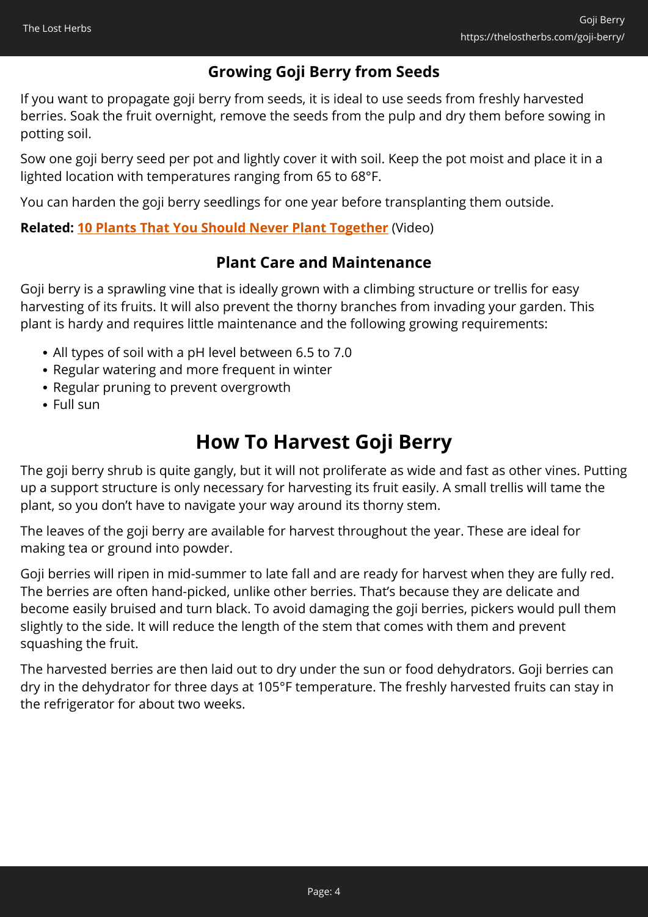### Growing Goji Berry from Seeds

If you want to propagate goji berry from seeds, it is ideal to use seeds from freshly harvested berries. Soak the fruit overnight, remove the seeds from the pulp and dry them before sowing in potting soil.

Sow one goji berry seed per pot and lightly cover it with soil. Keep the pot moist and place it in a lighted location with temperatures ranging from 65 to 68°F.

You can harden the goji berry seedlings for one year before transplanting them outside.

**Related: 10 Plants That You Should Never Plant Together** (Video)

### Plant Care and Maintenance

Goji berry is a sprawling vine that is ideally grown with a climbing structure or trellis for easy harvesting of its fruits. It will also prevent the thorny branches from invading your garden. This plant is hardy and requires little maintenance and the following growing requirements:

- All types of soil with a pH level between 6.5 to 7.0
- Regular watering and more frequent in winter
- Regular pruning to prevent overgrowth
- Full sun

## How To Harvest Goji Berry

The goji berry shrub is quite gangly, but it will not proliferate as wide and fast as other vines. Putting up a support structure is only necessary for harvesting its fruit easily. A small trellis will tame the plant, so you don't have to navigate your way around its thorny stem.

The leaves of the goji berry are available for harvest throughout the year. These are ideal for making tea or ground into powder.

Goji berries will ripen in mid-summer to late fall and are ready for harvest when they are fully red. The berries are often hand-picked, unlike other berries. That's because they are delicate and become easily bruised and turn black. To avoid damaging the goji berries, pickers would pull them slightly to the side. It will reduce the length of the stem that comes with them and prevent squashing the fruit.

The harvested berries are then laid out to dry under the sun or food dehydrators. Goji berries can dry in the dehydrator for three days at 105°F temperature. The freshly harvested fruits can stay in the refrigerator for about two weeks.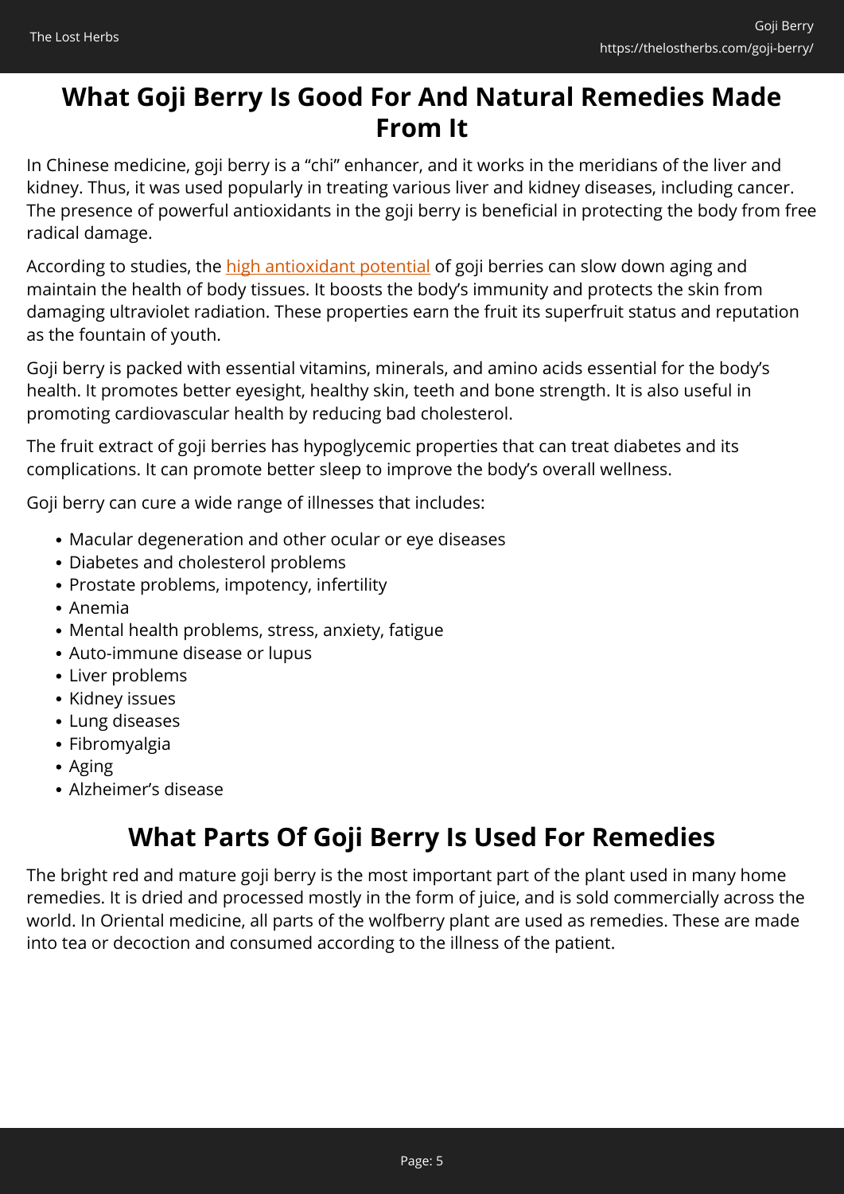## What Goji Berry Is Good For And Natural Remedies Made From It

In Chinese medicine, goji berry is a “chi” enhancer, and it works in the meridians of the liver and kidney. Thus, it was used popularly in treating various liver and kidney diseases, including cancer. The presence of powerful antioxidants in the goji berry is beneficial in protecting the body from free radical damage.

According to studies, the high antioxidant potential of goji berries can slow down aging and maintain the health of body tissues. It boosts the body’s immunity and protects the skin from damaging ultraviolet radiation. These properties earn the fruit its superfruit status and reputation as the fountain of youth.

Goji berry is packed with essential vitamins, minerals, and amino acids essential for the body’s health. It promotes better eyesight, healthy skin, teeth and bone strength. It is also useful in promoting cardiovascular health by reducing bad cholesterol.

The fruit extract of goji berries has hypoglycemic properties that can treat diabetes and its complications. It can promote better sleep to improve the body’s overall wellness.

Goji berry can cure a wide range of illnesses that includes:

- Macular degeneration and other ocular or eye diseases
- Diabetes and cholesterol problems
- Prostate problems, impotency, infertility
- Anemia
- Mental health problems, stress, anxiety, fatigue
- Auto-immune disease or lupus
- Liver problems
- Kidney issues
- Lung diseases
- Fibromyalgia
- Aging
- Alzheimer’s disease

## What Parts Of Goji Berry Is Used For Remedies

The bright red and mature goji berry is the most important part of the plant used in many home remedies. It is dried and processed mostly in the form of juice, and is sold commercially across the world. In Oriental medicine, all parts of the wolfberry plant are used as remedies. These are made into tea or decoction and consumed according to the illness of the patient.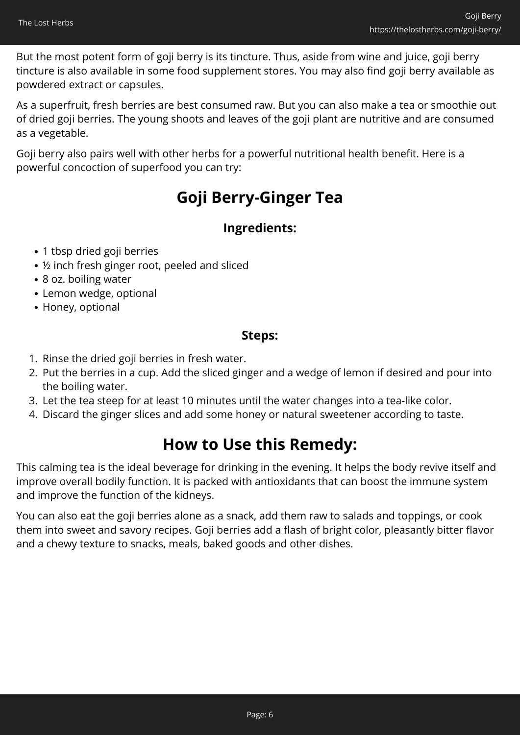But the most potent form of goji berry is its tincture. Thus, aside from wine and juice, goji berry tincture is also available in some food supplement stores. You may also find goji berry available as powdered extract or capsules.

As a superfruit, fresh berries are best consumed raw. But you can also make a tea or smoothie out of dried goji berries. The young shoots and leaves of the goji plant are nutritive and are consumed as a vegetable.

Goji berry also pairs well with other herbs for a powerful nutritional health benefit. Here is a powerful concoction of superfood you can try:

## Goji Berry-Ginger Tea

### Ingredients:

- 1 tbsp dried goji berries
- ½ inch fresh ginger root, peeled and sliced
- 8 oz. boiling water
- Lemon wedge, optional
- Honey, optional

### Steps:

1. Rinse the dried goji berries in fresh water.
2. Put the berries in a cup. Add the sliced ginger and a wedge of lemon if desired and pour into the boiling water.
3. Let the tea steep for at least 10 minutes until the water changes into a tea-like color.
4. Discard the ginger slices and add some honey or natural sweetener according to taste.

## How to Use this Remedy:

This calming tea is the ideal beverage for drinking in the evening. It helps the body revive itself and improve overall bodily function. It is packed with antioxidants that can boost the immune system and improve the function of the kidneys.

You can also eat the goji berries alone as a snack, add them raw to salads and toppings, or cook them into sweet and savory recipes. Goji berries add a flash of bright color, pleasantly bitter flavor and a chewy texture to snacks, meals, baked goods and other dishes.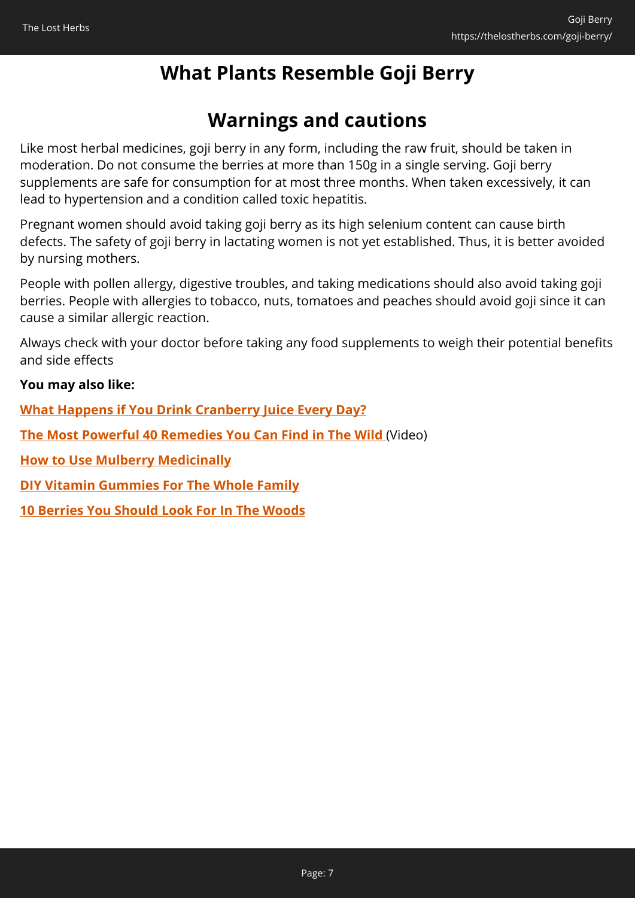## What Plants Resemble Goji Berry

## Warnings and cautions

Like most herbal medicines, goji berry in any form, including the raw fruit, should be taken in moderation. Do not consume the berries at more than 150g in a single serving. Goji berry supplements are safe for consumption for at most three months. When taken excessively, it can lead to hypertension and a condition called toxic hepatitis.

Pregnant women should avoid taking goji berry as its high selenium content can cause birth defects. The safety of goji berry in lactating women is not yet established. Thus, it is better avoided by nursing mothers.

People with pollen allergy, digestive troubles, and taking medications should also avoid taking goji berries. People with allergies to tobacco, nuts, tomatoes and peaches should avoid goji since it can cause a similar allergic reaction.

Always check with your doctor before taking any food supplements to weigh their potential benefits and side effects

**You may also like:**

**What Happens if You Drink Cranberry Juice Every Day?**

**The Most Powerful 40 Remedies You Can Find in The Wild** (Video)

**How to Use Mulberry Medicinally**

**DIY Vitamin Gummies For The Whole Family**

**10 Berries You Should Look For In The Woods**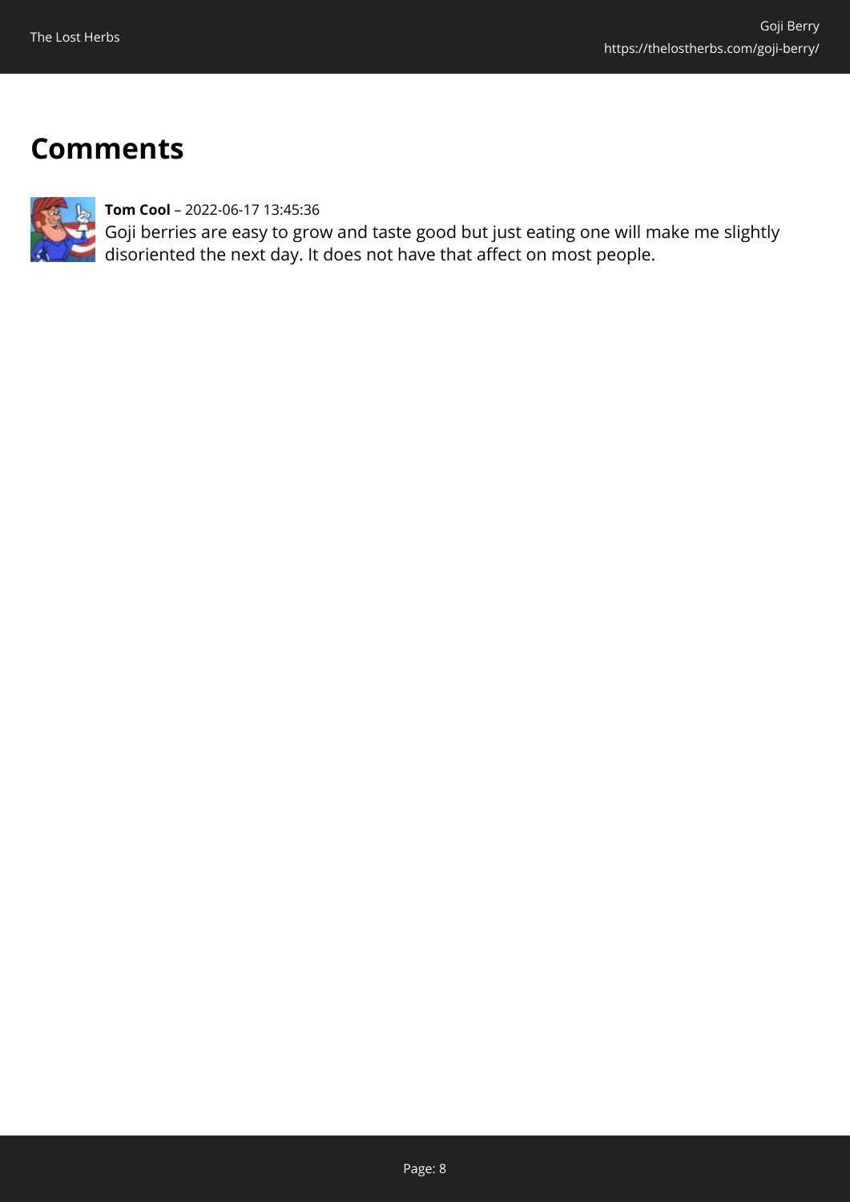## Comments

**Tom Cool** – 2022-06-17 13:45:36
Goji berries are easy to grow and taste good but just eating one will make me slightly disoriented the next day. It does not have that affect on most people.